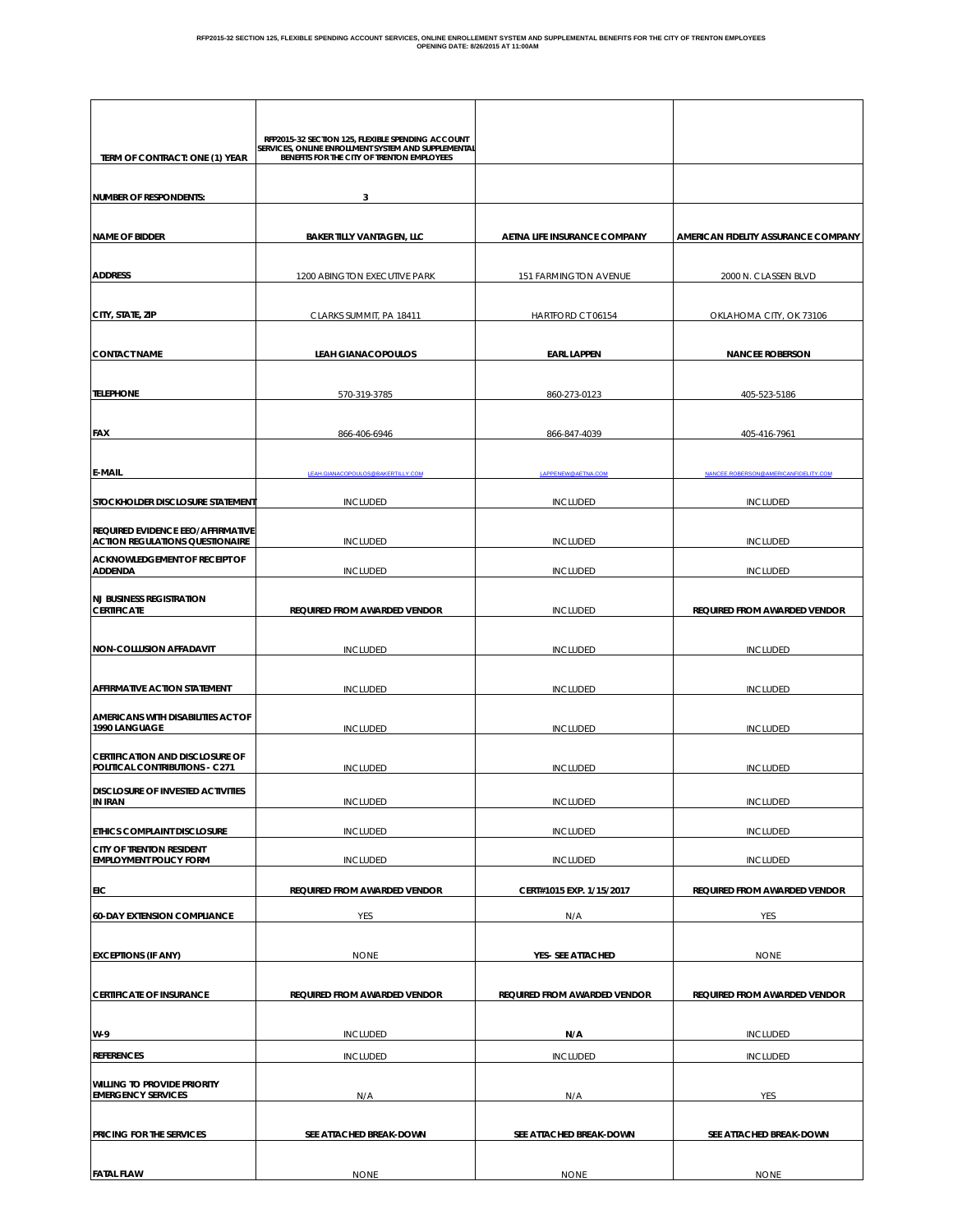**RFP2015-32 SECTION 125, FLEXIBLE SPENDING ACCOUNT SERVICES, ONLINE ENROLLEMENT SYSTEM AND SUPPLEMENTAL BENEFITS FOR THE CITY OF TRENTON EMPLOYEES**
**OPENING DATE: 8/26/2015 AT 11:00AM**

| TERM OF CONTRACT: ONE (1) YEAR | RFP2015-32 SECTION 125, FLEXIBLE SPENDING ACCOUNT SERVICES, ONLINE ENROLLMENT SYSTEM AND SUPPLEMENTAL BENEFITS FOR THE CITY OF TRENTON EMPLOYEES | | |
|---|---|---|---|
| NUMBER OF RESPONDENTS: | 3 | | |
| NAME OF BIDDER | BAKER TILLY VANTAGEN, LLC | AETNA LIFE INSURANCE COMPANY | AMERICAN FIDELITY ASSURANCE COMPANY |
| ADDRESS | 1200 ABINGTON EXECUTIVE PARK | 151 FARMINGTON AVENUE | 2000 N. CLASSEN BLVD |
| CITY, STATE, ZIP | CLARKS SUMMIT, PA 18411 | HARTFORD CT 06154 | OKLAHOMA CITY, OK 73106 |
| CONTACT NAME | LEAH GIANACOPOULOS | EARL LAPPEN | NANCEE ROBERSON |
| TELEPHONE | 570-319-3785 | 860-273-0123 | 405-523-5186 |
| FAX | 866-406-6946 | 866-847-4039 | 405-416-7961 |
| E-MAIL | LEAH.GIANACOPOULOS@BAKERTILLY.COM | LAPPENEW@AETNA.COM | NANCEE.ROBERSON@AMERICANFIDELITY.COM |
| STOCKHOLDER DISCLOSURE STATEMENT | INCLUDED | INCLUDED | INCLUDED |
| REQUIRED EVIDENCE EEO/AFFIRMATIVE ACTION REGULATIONS QUESTIONAIRE | INCLUDED | INCLUDED | INCLUDED |
| ACKNOWLEDGEMENT OF RECEIPT OF ADDENDA | INCLUDED | INCLUDED | INCLUDED |
| NJ BUSINESS REGISTRATION CERTIFICATE | REQUIRED FROM AWARDED VENDOR | INCLUDED | REQUIRED FROM AWARDED VENDOR |
| NON-COLLUSION AFFADAVIT | INCLUDED | INCLUDED | INCLUDED |
| AFFIRMATIVE ACTION STATEMENT | INCLUDED | INCLUDED | INCLUDED |
| AMERICANS WITH DISABILITIES ACT OF 1990 LANGUAGE | INCLUDED | INCLUDED | INCLUDED |
| CERTIFICATION AND DISCLOSURE OF POLITICAL CONTRIBUTIONS - C271 | INCLUDED | INCLUDED | INCLUDED |
| DISCLOSURE OF INVESTED ACTIVITIES IN IRAN | INCLUDED | INCLUDED | INCLUDED |
| ETHICS COMPLAINT DISCLOSURE | INCLUDED | INCLUDED | INCLUDED |
| CITY OF TRENTON RESIDENT EMPLOYMENT POLICY FORM | INCLUDED | INCLUDED | INCLUDED |
| EIC | REQUIRED FROM AWARDED VENDOR | CERT#1015 EXP. 1/15/2017 | REQUIRED FROM AWARDED VENDOR |
| 60-DAY EXTENSION COMPLIANCE | YES | N/A | YES |
| EXCEPTIONS (IF ANY) | NONE | YES- SEE ATTACHED | NONE |
| CERTIFICATE OF INSURANCE | REQUIRED FROM AWARDED VENDOR | REQUIRED FROM AWARDED VENDOR | REQUIRED FROM AWARDED VENDOR |
| W-9 | INCLUDED | N/A | INCLUDED |
| REFERENCES | INCLUDED | INCLUDED | INCLUDED |
| WILLING TO PROVIDE PRIORITY EMERGENCY SERVICES | N/A | N/A | YES |
| PRICING FOR THE SERVICES | SEE ATTACHED BREAK-DOWN | SEE ATTACHED BREAK-DOWN | SEE ATTACHED BREAK-DOWN |
| FATAL FLAW | NONE | NONE | NONE |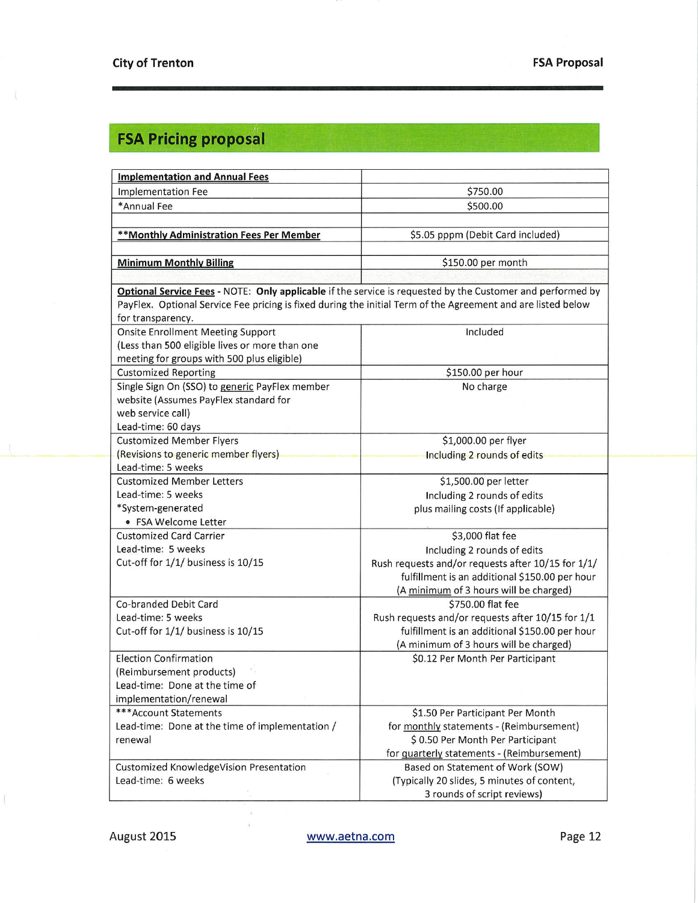## FSA Pricing proposal

| **Implementation and Annual Fees** | |
|---|---|
| Implementation Fee | $750.00 |
| *Annual Fee | $500.00 |
| | |
| **\*\*Monthly Administration Fees Per Member** | $5.05 pppm (Debit Card included) |
| | |
| **Minimum Monthly Billing** | $150.00 per month |
| | |
| **Optional Service Fees** - NOTE: **Only applicable** if the service is requested by the Customer and performed by PayFlex. Optional Service Fee pricing is fixed during the initial Term of the Agreement and are listed below for transparency. | |
| Onsite Enrollment Meeting Support (Less than 500 eligible lives or more than one meeting for groups with 500 plus eligible) | Included |
| Customized Reporting | $150.00 per hour |
| Single Sign On (SSO) to generic PayFlex member website (Assumes PayFlex standard for web service call) Lead-time: 60 days | No charge |
| Customized Member Flyers (Revisions to generic member flyers) Lead-time: 5 weeks | $1,000.00 per flyer Including 2 rounds of edits |
| Customized Member Letters Lead-time: 5 weeks *System-generated • FSA Welcome Letter | $1,500.00 per letter Including 2 rounds of edits plus mailing costs (If applicable) |
| Customized Card Carrier Lead-time: 5 weeks Cut-off for 1/1/ business is 10/15 | $3,000 flat fee Including 2 rounds of edits Rush requests and/or requests after 10/15 for 1/1/ fulfillment is an additional $150.00 per hour (A minimum of 3 hours will be charged) |
| Co-branded Debit Card Lead-time: 5 weeks Cut-off for 1/1/ business is 10/15 | $750.00 flat fee Rush requests and/or requests after 10/15 for 1/1 fulfillment is an additional $150.00 per hour (A minimum of 3 hours will be charged) |
| Election Confirmation (Reimbursement products) Lead-time: Done at the time of implementation/renewal | $0.12 Per Month Per Participant |
| ***Account Statements Lead-time: Done at the time of implementation / renewal | $1.50 Per Participant Per Month for monthly statements - (Reimbursement) $ 0.50 Per Month Per Participant for quarterly statements - (Reimbursement) |
| Customized KnowledgeVision Presentation Lead-time: 6 weeks | Based on Statement of Work (SOW) (Typically 20 slides, 5 minutes of content, 3 rounds of script reviews) |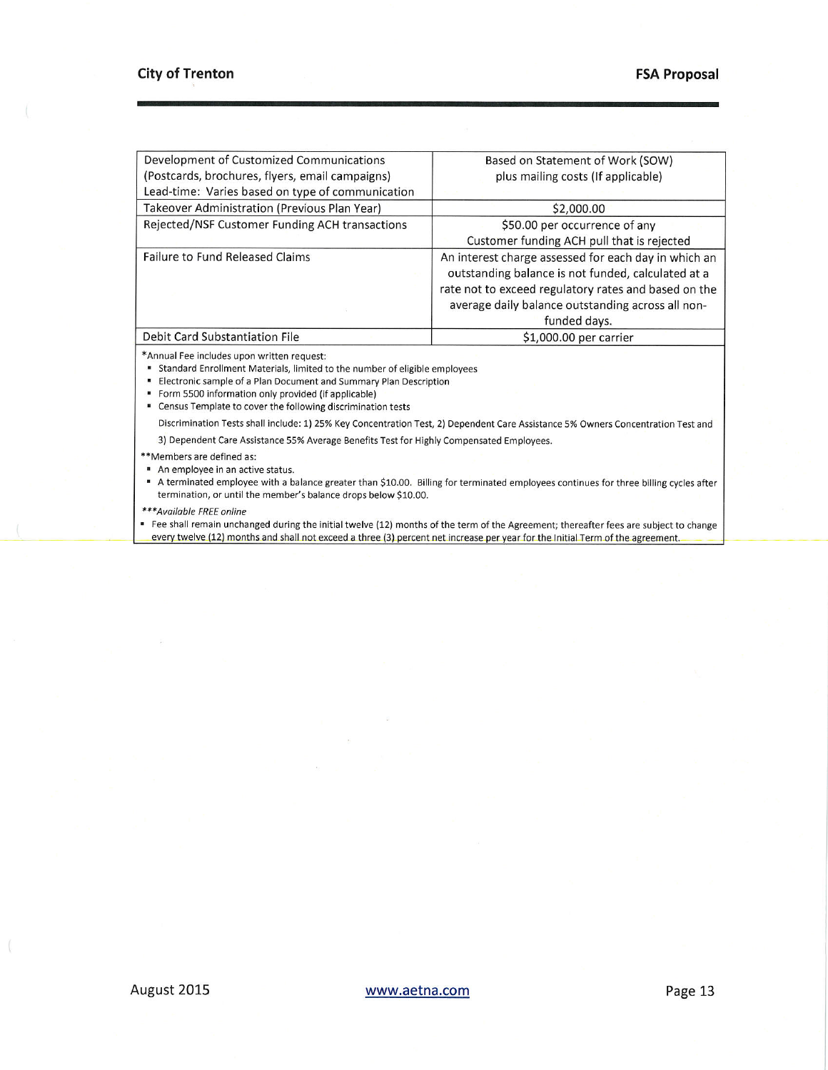| | |
|---|---|
| Development of Customized Communications (Postcards, brochures, flyers, email campaigns) Lead-time: Varies based on type of communication | Based on Statement of Work (SOW) plus mailing costs (If applicable) |
| Takeover Administration (Previous Plan Year) | $2,000.00 |
| Rejected/NSF Customer Funding ACH transactions | $50.00 per occurrence of any Customer funding ACH pull that is rejected |
| Failure to Fund Released Claims | An interest charge assessed for each day in which an outstanding balance is not funded, calculated at a rate not to exceed regulatory rates and based on the average daily balance outstanding across all non-funded days. |
| Debit Card Substantiation File | $1,000.00 per carrier |

*Annual Fee includes upon written request:

- Standard Enrollment Materials, limited to the number of eligible employees
- Electronic sample of a Plan Document and Summary Plan Description
- Form 5500 information only provided (if applicable)
- Census Template to cover the following discrimination tests

Discrimination Tests shall include: 1) 25% Key Concentration Test, 2) Dependent Care Assistance 5% Owners Concentration Test and 3) Dependent Care Assistance 55% Average Benefits Test for Highly Compensated Employees.

**Members are defined as:

- An employee in an active status.
- A terminated employee with a balance greater than $10.00. Billing for terminated employees continues for three billing cycles after termination, or until the member's balance drops below $10.00.

****Available FREE online*

- Fee shall remain unchanged during the initial twelve (12) months of the term of the Agreement; thereafter fees are subject to change every twelve (12) months and shall not exceed a three (3) percent net increase per year for the Initial Term of the agreement.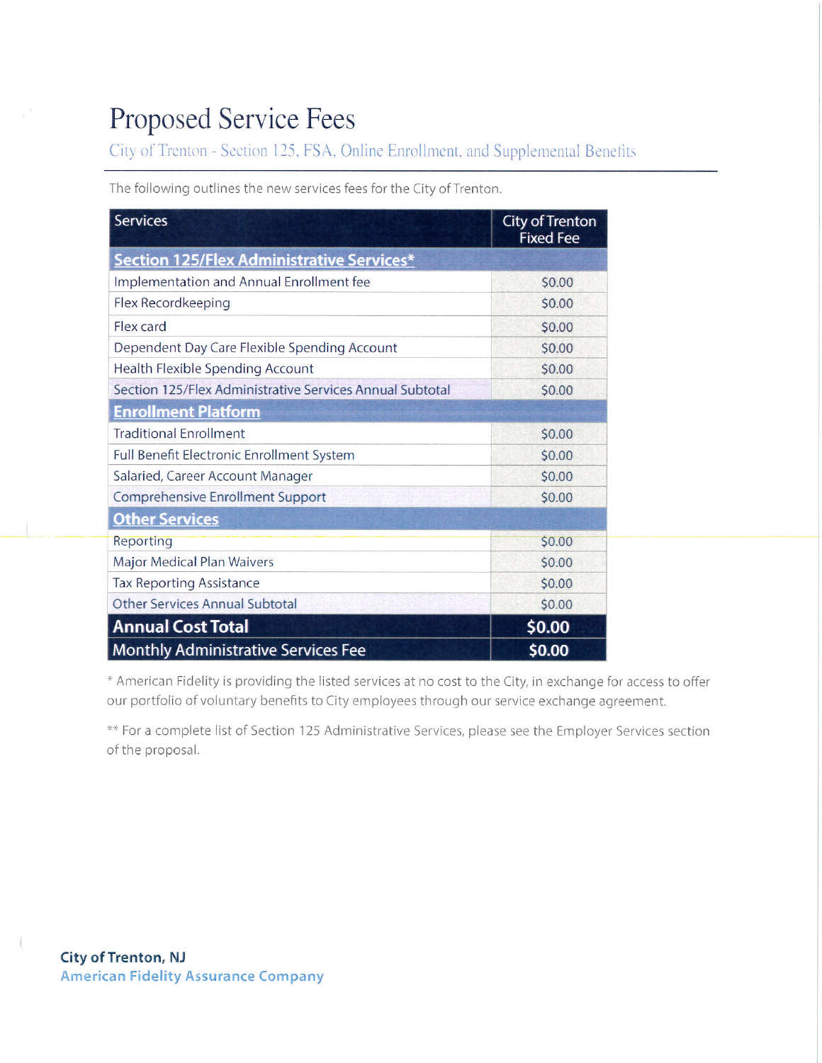# Proposed Service Fees

## City of Trenton - Section 125, FSA, Online Enrollment, and Supplemental Benefits

The following outlines the new services fees for the City of Trenton.

| Services | City of Trenton Fixed Fee |
| --- | --- |
| **Section 125/Flex Administrative Services*** | |
| Implementation and Annual Enrollment fee | $0.00 |
| Flex Recordkeeping | $0.00 |
| Flex card | $0.00 |
| Dependent Day Care Flexible Spending Account | $0.00 |
| Health Flexible Spending Account | $0.00 |
| Section 125/Flex Administrative Services Annual Subtotal | $0.00 |
| **Enrollment Platform** | |
| Traditional Enrollment | $0.00 |
| Full Benefit Electronic Enrollment System | $0.00 |
| Salaried, Career Account Manager | $0.00 |
| Comprehensive Enrollment Support | $0.00 |
| **Other Services** | |
| Reporting | $0.00 |
| Major Medical Plan Waivers | $0.00 |
| Tax Reporting Assistance | $0.00 |
| Other Services Annual Subtotal | $0.00 |
| **Annual Cost Total** | **$0.00** |
| **Monthly Administrative Services Fee** | **$0.00** |

* American Fidelity is providing the listed services at no cost to the City, in exchange for access to offer our portfolio of voluntary benefits to City employees through our service exchange agreement.

** For a complete list of Section 125 Administrative Services, please see the Employer Services section of the proposal.

**City of Trenton, NJ**
**American Fidelity Assurance Company**